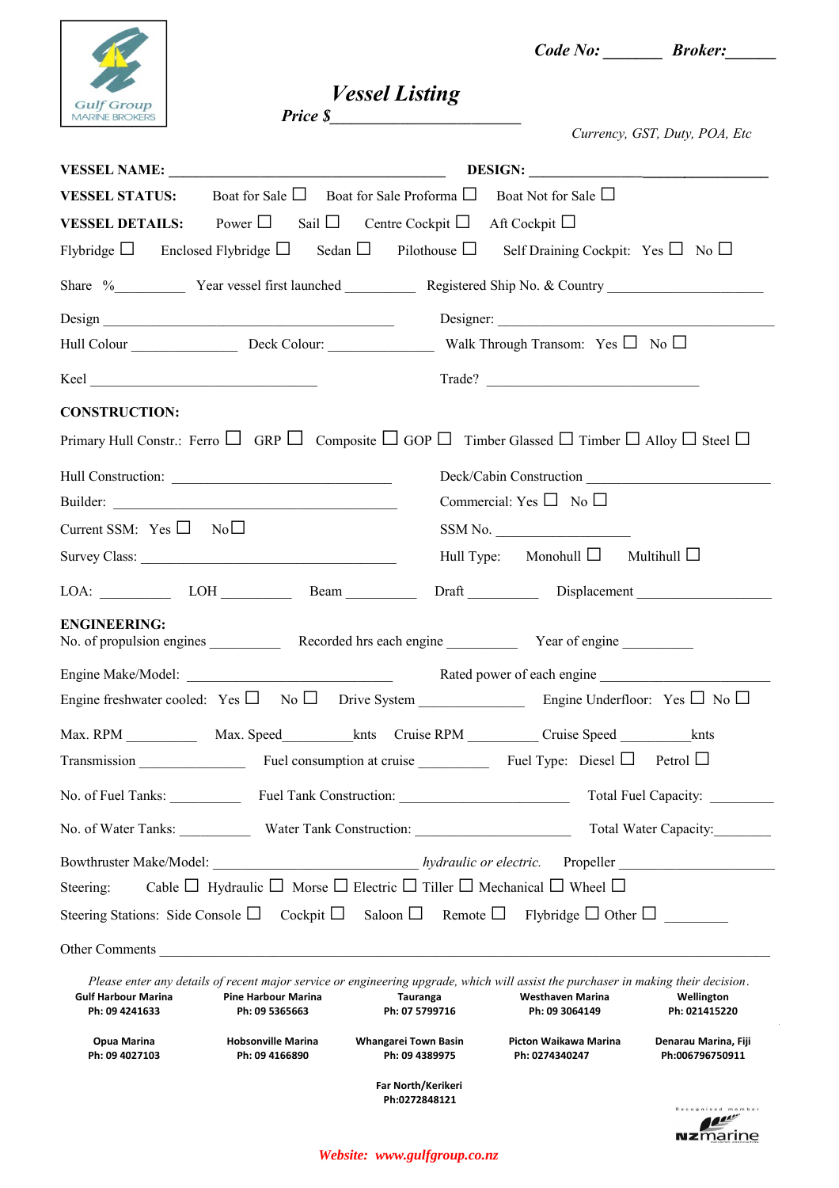Gulf Group MARINE BROKERS

***Code No:*** _______ ***Broker:***______

# *Vessel Listing*

***Price $***________________________

*Currency, GST, Duty, POA, Etc*

**VESSEL NAME:** ________________________________________ **DESIGN:** ______________________________

**VESSEL STATUS:** Boat for Sale ☐ Boat for Sale Proforma ☐ Boat Not for Sale ☐

**VESSEL DETAILS:** Power ☐ Sail ☐ Centre Cockpit ☐ Aft Cockpit ☐

Flybridge ☐ Enclosed Flybridge ☐ Sedan ☐ Pilothouse ☐ Self Draining Cockpit: Yes ☐ No ☐

Share % _________ Year vessel first launched __________ Registered Ship No. & Country ____________________

Design ___________________________________________ Designer: ________________________________________

Hull Colour _______________ Deck Colour: _______________ Walk Through Transom: Yes ☐ No ☐

Keel _________________________________ Trade? ______________________________

**CONSTRUCTION:**

Primary Hull Constr.: Ferro ☐ GRP ☐ Composite ☐ GOP ☐ Timber Glassed ☐ Timber ☐ Alloy ☐ Steel ☐

Hull Construction: ________________________________ Deck/Cabin Construction ___________________________

Builder: ___________________________________________ Commercial: Yes ☐ No ☐

Current SSM: Yes ☐ No ☐ SSM No. ___________________

Survey Class: _____________________________________ Hull Type: Monohull ☐ Multihull ☐

LOA: __________ LOH __________ Beam __________ Draft __________ Displacement ___________________

**ENGINEERING:**

No. of propulsion engines __________ Recorded hrs each engine __________ Year of engine __________

Engine Make/Model: ______________________________ Rated power of each engine _________________________

Engine freshwater cooled: Yes ☐ No ☐ Drive System _______________ Engine Underfloor: Yes ☐ No ☐

Max. RPM __________ Max. Speed__________knts Cruise RPM __________ Cruise Speed __________knts

Transmission _______________ Fuel consumption at cruise __________ Fuel Type: Diesel ☐ Petrol ☐

No. of Fuel Tanks: __________ Fuel Tank Construction: _________________________ Total Fuel Capacity: _________

No. of Water Tanks: __________ Water Tank Construction: _______________________ Total Water Capacity:________

Bowthruster Make/Model: ____________________________ *hydraulic or electric.* Propeller ______________________

Steering: Cable ☐ Hydraulic ☐ Morse ☐ Electric ☐ Tiller ☐ Mechanical ☐ Wheel ☐

Steering Stations: Side Console ☐ Cockpit ☐ Saloon ☐ Remote ☐ Flybridge ☐ Other ☐ _________

Other Comments ____________________________________________________________________________

*Please enter any details of recent major service or engineering upgrade, which will assist the purchaser in making their decision.*

| Gulf Harbour Marina<br>Ph: 09 4241633 | Pine Harbour Marina<br>Ph: 09 5365663 | Tauranga<br>Ph: 07 5799716 | Westhaven Marina<br>Ph: 09 3064149 | Wellington<br>Ph: 021415220 |
|---|---|---|---|---|
| **Opua Marina**<br>Ph: 09 4027103 | **Hobsonville Marina**<br>Ph: 09 4166890 | **Whangarei Town Basin**<br>Ph: 09 4389975 | **Picton Waikawa Marina**<br>Ph: 0274340247 | **Denarau Marina, Fiji**<br>Ph:006796750911 |
| | | **Far North/Kerikeri**<br>Ph:0272848121 | | |

Recognised member NZmarine

***Website: www.gulfgroup.co.nz***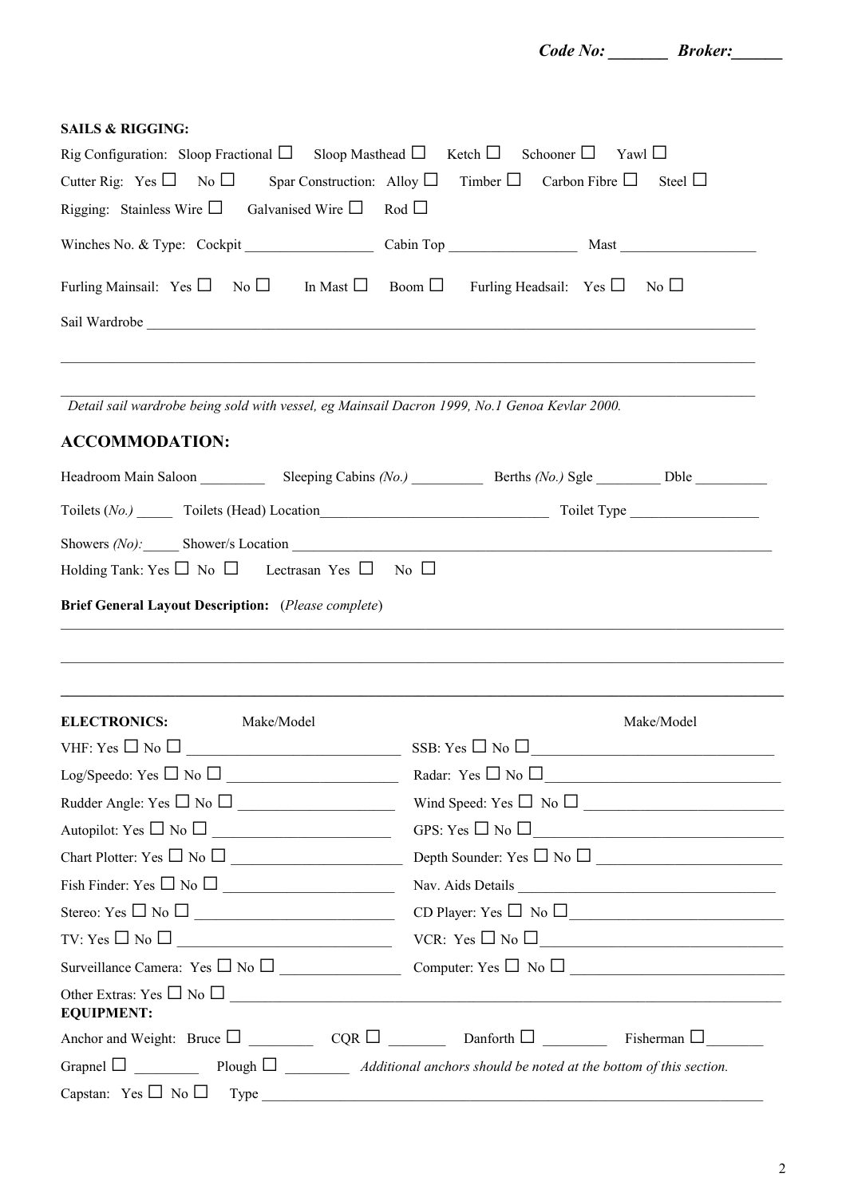***Code No: _______ Broker:______***

**SAILS & RIGGING:**

Rig Configuration: Sloop Fractional ☐ Sloop Masthead ☐ Ketch ☐ Schooner ☐ Yawl ☐

Cutter Rig: Yes ☐ No ☐ Spar Construction: Alloy ☐ Timber ☐ Carbon Fibre ☐ Steel ☐

Rigging: Stainless Wire ☐ Galvanised Wire ☐ Rod ☐

Winches No. & Type: Cockpit __________________ Cabin Top __________________ Mast ___________________

Furling Mainsail: Yes ☐ No ☐ In Mast ☐ Boom ☐ Furling Headsail: Yes ☐ No ☐

Sail Wardrobe ________________________________________________________________________________

______________________________________________________________________________________________

______________________________________________________________________________________________

*Detail sail wardrobe being sold with vessel, eg Mainsail Dacron 1999, No.1 Genoa Kevlar 2000.*

## ACCOMMODATION:

Headroom Main Saloon _________ Sleeping Cabins *(No.)* __________ Berths *(No.)* Sgle _________ Dble __________

Toilets (*No.)* _____ Toilets (Head) Location________________________________ Toilet Type __________________

Showers *(No):*_____ Shower/s Location ____________________________________________________________________

Holding Tank: Yes ☐ No ☐ Lectrasan Yes ☐ No ☐

**Brief General Layout Description:** (*Please complete*)

______________________________________________________________________________________________

______________________________________________________________________________________________

______________________________________________________________________________________________

**ELECTRONICS:** Make/Model Make/Model

VHF: Yes ☐ No ☐ ____________________________ SSB: Yes ☐ No ☐_________________________________

Log/Speedo: Yes ☐ No ☐ _______________________ Radar: Yes ☐ No ☐________________________________

Rudder Angle: Yes ☐ No ☐ _____________________ Wind Speed: Yes ☐ No ☐ ___________________________

Autopilot: Yes ☐ No ☐ _______________________ GPS: Yes ☐ No ☐__________________________________

Chart Plotter: Yes ☐ No ☐ ______________________ Depth Sounder: Yes ☐ No ☐ _________________________

Fish Finder: Yes ☐ No ☐ _______________________ Nav. Aids Details ___________________________________

Stereo: Yes ☐ No ☐ ___________________________ CD Player: Yes ☐ No ☐_____________________________

TV: Yes ☐ No ☐ ______________________________ VCR: Yes ☐ No ☐_________________________________

Surveillance Camera: Yes ☐ No ☐ ________________ Computer: Yes ☐ No ☐ ____________________________

Other Extras: Yes ☐ No ☐ ______________________________________________________________________

**EQUIPMENT:**

Anchor and Weight: Bruce ☐ ________ CQR ☐ _______ Danforth ☐ ________ Fisherman ☐_______

Grapnel ☐ ________ Plough ☐ ________ *Additional anchors should be noted at the bottom of this section.*

Capstan: Yes ☐ No ☐ Type _____________________________________________________________________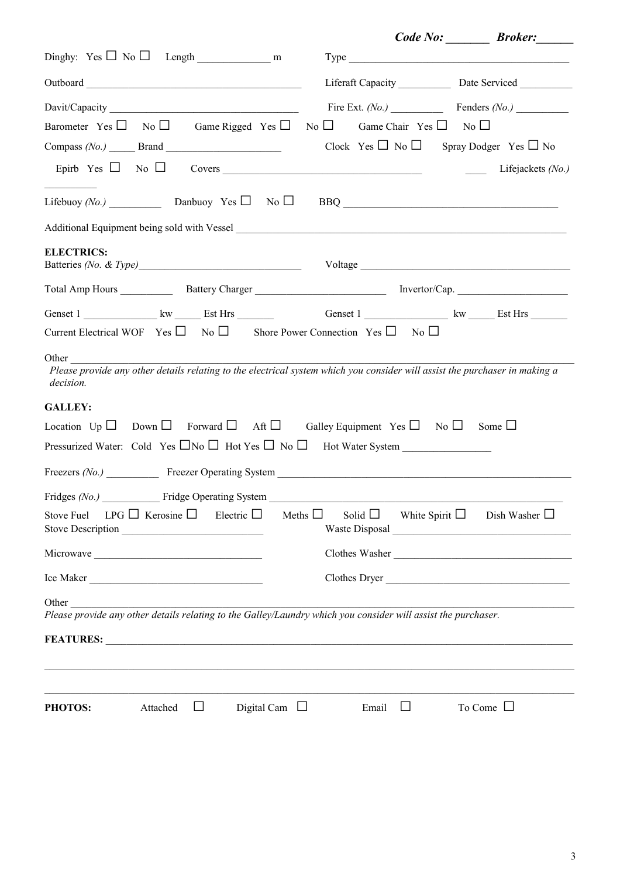**Code No: _______ Broker:______**

Dinghy: Yes ☐ No ☐ Length _____________ m Type ___________________________________________

Outboard ________________________________________ Liferaft Capacity __________ Date Serviced __________

Davit/Capacity ___________________________________ Fire Ext. *(No.)* __________ Fenders *(No.)* __________

Barometer Yes ☐ No ☐ Game Rigged Yes ☐ No ☐ Game Chair Yes ☐ No ☐

Compass *(No.)* _____ Brand ______________________ Clock Yes ☐ No ☐ Spray Dodger Yes ☐ No

Epirb Yes ☐ No ☐ Covers _____________________________________ ____ Lifejackets *(No.)* __________

Lifebuoy *(No.)* __________ Danbuoy Yes ☐ No ☐ BBQ _________________________________________

Additional Equipment being sold with Vessel ______________________________________________________________

**ELECTRICS:**

Batteries *(No. & Type)*________________________________ Voltage ___________________________________________

Total Amp Hours __________ Battery Charger _________________________ Invertor/Cap. _____________________

Genset 1 _____________ kw _____ Est Hrs _______ Genset 1 ________________ kw _____ Est Hrs _______

Current Electrical WOF Yes ☐ No ☐ Shore Power Connection Yes ☐ No ☐

Other _____________________________________________________________________________________________

*Please provide any other details relating to the electrical system which you consider will assist the purchaser in making a decision.*

**GALLEY:**

Location Up ☐ Down ☐ Forward ☐ Aft ☐ Galley Equipment Yes ☐ No ☐ Some ☐

Pressurized Water: Cold Yes ☐No ☐ Hot Yes ☐ No ☐ Hot Water System _________________

Freezers *(No.)* __________ Freezer Operating System ________________________________________________________

Fridges *(No.)* ___________ Fridge Operating System ______________________________________________________

Stove Fuel LPG ☐ Kerosine ☐ Electric ☐ Meths ☐ Solid ☐ White Spirit ☐ Dish Washer ☐

Stove Description ___________________________ Waste Disposal ___________________________________

Microwave ________________________________ Clothes Washer ___________________________________

Ice Maker _________________________________ Clothes Dryer ____________________________________

Other _____________________________________________________________________________________________

*Please provide any other details relating to the Galley/Laundry which you consider will assist the purchaser.*

**FEATURES:** _____________________________________________________________________________________

___________________________________________________________________________________________________

___________________________________________________________________________________________________

**PHOTOS:** Attached ☐ Digital Cam ☐ Email ☐ To Come ☐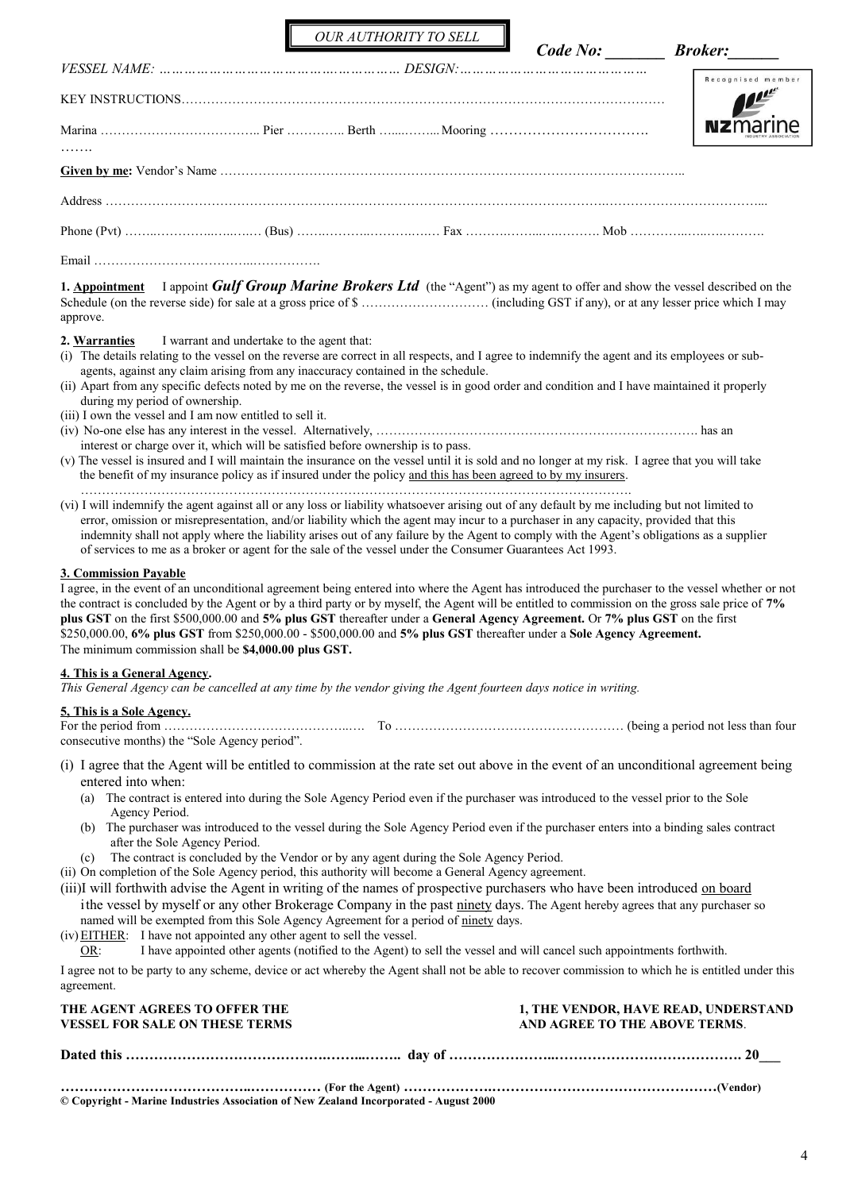**OUR AUTHORITY TO SELL**

*Code No:* _______ *Broker:*______

*VESSEL NAME:* ……………………………………………… *DESIGN:*………………………………………

Recognised member NZ marine INDUSTRY ASSOCIATION

KEY INSTRUCTIONS………………………………………………………………………………………………

Marina ……………………………….. Pier ………….. Berth …..……... Mooring ……………………………. …….

**Given by me:** Vendor's Name ……………………………………………………………………………………………..

Address …………………………………………………………………………………………………………………………...

Phone (Pvt) ……..…………..…..….… (Bus) ……..………..………..…… Fax ………..……...…..………. Mob …………..…..…..……….

Email ………………………………..…………….

**1. Appointment** I appoint ***Gulf Group Marine Brokers Ltd*** (the "Agent") as my agent to offer and show the vessel described on the Schedule (on the reverse side) for sale at a gross price of $ ………………………… (including GST if any), or at any lesser price which I may approve.

**2. Warranties** I warrant and undertake to the agent that:

(i) The details relating to the vessel on the reverse are correct in all respects, and I agree to indemnify the agent and its employees or sub-agents, against any claim arising from any inaccuracy contained in the schedule.
(ii) Apart from any specific defects noted by me on the reverse, the vessel is in good order and condition and I have maintained it properly during my period of ownership.
(iii) I own the vessel and I am now entitled to sell it.
(iv) No-one else has any interest in the vessel. Alternatively, ………………………………………………………………… has an interest or charge over it, which will be satisfied before ownership is to pass.
(v) The vessel is insured and I will maintain the insurance on the vessel until it is sold and no longer at my risk. I agree that you will take the benefit of my insurance policy as if insured under the policy and this has been agreed to by my insurers.
……………………………………………………………………………………………………………….
(vi) I will indemnify the agent against all or any loss or liability whatsoever arising out of any default by me including but not limited to error, omission or misrepresentation, and/or liability which the agent may incur to a purchaser in any capacity, provided that this indemnity shall not apply where the liability arises out of any failure by the Agent to comply with the Agent's obligations as a supplier of services to me as a broker or agent for the sale of the vessel under the Consumer Guarantees Act 1993.

**3. Commission Payable**

I agree, in the event of an unconditional agreement being entered into where the Agent has introduced the purchaser to the vessel whether or not the contract is concluded by the Agent or by a third party or by myself, the Agent will be entitled to commission on the gross sale price of **7% plus GST** on the first $500,000.00 and **5% plus GST** thereafter under a **General Agency Agreement.** Or **7% plus GST** on the first $250,000.00, **6% plus GST** from $250,000.00 - $500,000.00 and **5% plus GST** thereafter under a **Sole Agency Agreement.**
The minimum commission shall be **$4,000.00 plus GST.**

**4. This is a General Agency.**

*This General Agency can be cancelled at any time by the vendor giving the Agent fourteen days notice in writing.*

**5, This is a Sole Agency.**

For the period from ……………………………………..…. To ……………………………………………… (being a period not less than four consecutive months) the "Sole Agency period".

(i) I agree that the Agent will be entitled to commission at the rate set out above in the event of an unconditional agreement being entered into when:
  (a) The contract is entered into during the Sole Agency Period even if the purchaser was introduced to the vessel prior to the Sole Agency Period.
  (b) The purchaser was introduced to the vessel during the Sole Agency Period even if the purchaser enters into a binding sales contract after the Sole Agency Period.
  (c) The contract is concluded by the Vendor or by any agent during the Sole Agency Period.
(ii) On completion of the Sole Agency period, this authority will become a General Agency agreement.
(iii)I will forthwith advise the Agent in writing of the names of prospective purchasers who have been introduced on board ithe vessel by myself or any other Brokerage Company in the past ninety days. The Agent hereby agrees that any purchaser so named will be exempted from this Sole Agency Agreement for a period of ninety days.
(iv) EITHER: I have not appointed any other agent to sell the vessel.
  OR: I have appointed other agents (notified to the Agent) to sell the vessel and will cancel such appointments forthwith.

I agree not to be party to any scheme, device or act whereby the Agent shall not be able to recover commission to which he is entitled under this agreement.

**THE AGENT AGREES TO OFFER THE VESSEL FOR SALE ON THESE TERMS**

**1, THE VENDOR, HAVE READ, UNDERSTAND AND AGREE TO THE ABOVE TERMS**.

**Dated this ……………………………………….……..…….. day of …………………..………………………………. 20___**

**……………………………………..…………… (For the Agent) ……………….………………………………………………(Vendor)**

**© Copyright - Marine Industries Association of New Zealand Incorporated - August 2000**